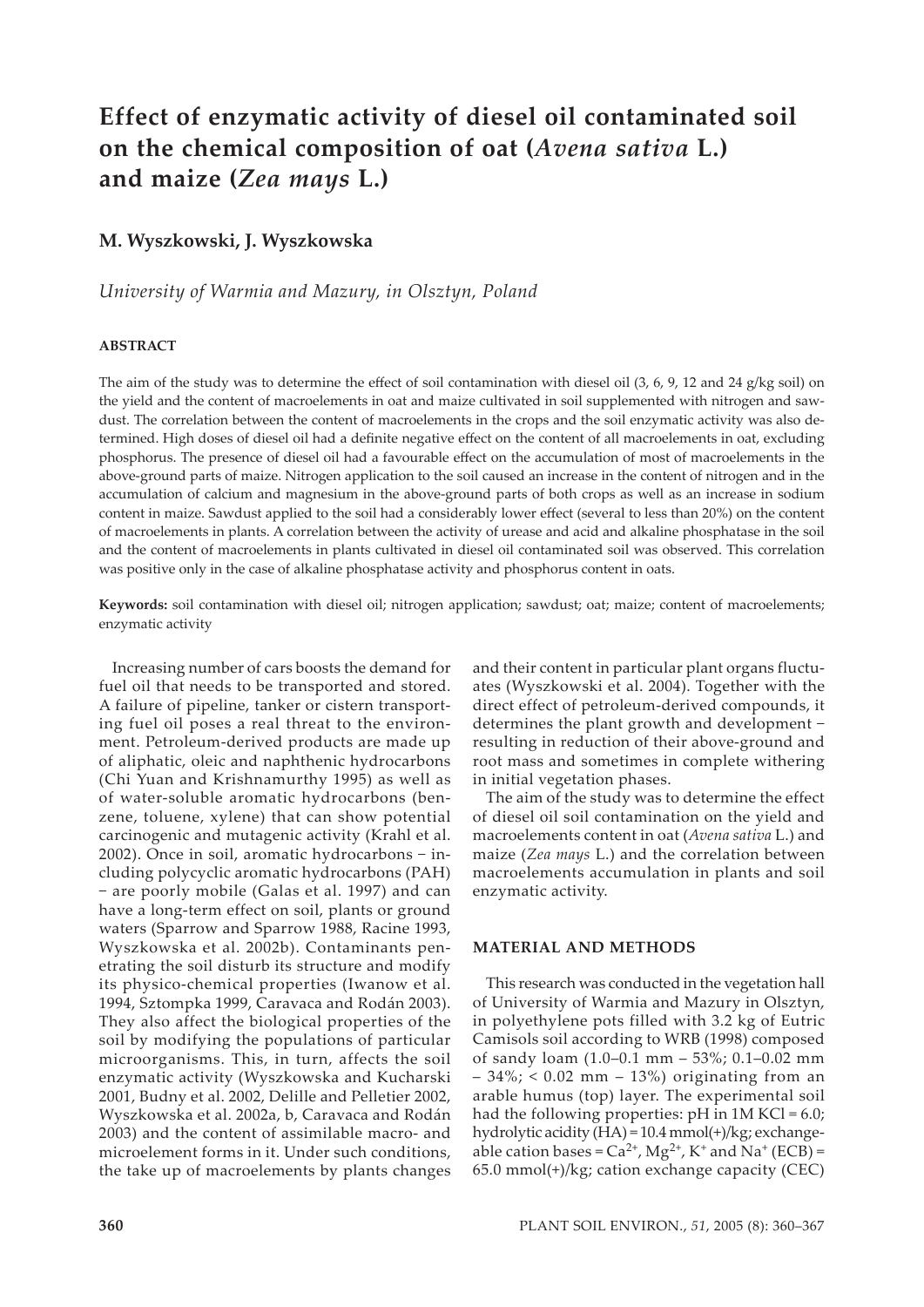# Effect of enzymatic activity of diesel oil contaminated soil on the chemical composition of oat (*Avena sativa* L.) and maize (*Zea mays* L.)

## M. Wyszkowski, J. Wyszkowska

*University of Warmia and Mazury, in Olsztyn, Poland*

### ABSTRACT

The aim of the study was to determine the effect of soil contamination with diesel oil (3, 6, 9, 12 and 24 g/kg soil) on the yield and the content of macroelements in oat and maize cultivated in soil supplemented with nitrogen and sawdust. The correlation between the content of macroelements in the crops and the soil enzymatic activity was also determined. High doses of diesel oil had a definite negative effect on the content of all macroelements in oat, excluding phosphorus. The presence of diesel oil had a favourable effect on the accumulation of most of macroelements in the above-ground parts of maize. Nitrogen application to the soil caused an increase in the content of nitrogen and in the accumulation of calcium and magnesium in the above-ground parts of both crops as well as an increase in sodium content in maize. Sawdust applied to the soil had a considerably lower effect (several to less than 20%) on the content of macroelements in plants. A correlation between the activity of urease and acid and alkaline phosphatase in the soil and the content of macroelements in plants cultivated in diesel oil contaminated soil was observed. This correlation was positive only in the case of alkaline phosphatase activity and phosphorus content in oats.

**Keywords:** soil contamination with diesel oil; nitrogen application; sawdust; oat; maize; content of macroelements; enzymatic activity

Increasing number of cars boosts the demand for fuel oil that needs to be transported and stored. A failure of pipeline, tanker or cistern transporting fuel oil poses a real threat to the environment. Petroleum-derived products are made up of aliphatic, oleic and naphthenic hydrocarbons (Chi Yuan and Krishnamurthy 1995) as well as of water-soluble aromatic hydrocarbons (benzene, toluene, xylene) that can show potential carcinogenic and mutagenic activity (Krahl et al. 2002). Once in soil, aromatic hydrocarbons – including polycyclic aromatic hydrocarbons (PAH) – are poorly mobile (Galas et al. 1997) and can have a long-term effect on soil, plants or ground waters (Sparrow and Sparrow 1988, Racine 1993, Wyszkowska et al. 2002b). Contaminants penetrating the soil disturb its structure and modify its physico-chemical properties (Iwanow et al. 1994, Sztompka 1999, Caravaca and Rodán 2003). They also affect the biological properties of the soil by modifying the populations of particular microorganisms. This, in turn, affects the soil enzymatic activity (Wyszkowska and Kucharski 2001, Budny et al. 2002, Delille and Pelletier 2002, Wyszkowska et al. 2002a, b, Caravaca and Rodán 2003) and the content of assimilable macro- and microelement forms in it. Under such conditions, the take up of macroelements by plants changes and their content in particular plant organs fluctuates (Wyszkowski et al. 2004). Together with the direct effect of petroleum-derived compounds, it determines the plant growth and development – resulting in reduction of their above-ground and root mass and sometimes in complete withering in initial vegetation phases.

The aim of the study was to determine the effect of diesel oil soil contamination on the yield and macroelements content in oat (*Avena sativa* L.) and maize (*Zea mays* L.) and the correlation between macroelements accumulation in plants and soil enzymatic activity.

### MATERIAL AND METHODS

This research was conducted in the vegetation hall of University of Warmia and Mazury in Olsztyn, in polyethylene pots filled with 3.2 kg of Eutric Camisols soil according to WRB (1998) composed of sandy loam (1.0–0.1 mm – 53%; 0.1–0.02 mm – 34%; < 0.02 mm – 13%) originating from an arable humus (top) layer. The experimental soil had the following properties: pH in 1M KCl = 6.0; hydrolytic acidity (HA) = 10.4 mmol(+)/kg; exchangeable cation bases = $Ca^{2+}$, $Mg^{2+}$, $K^{+}$ and $Na^{+}$ (ECB) = 65.0 mmol(+)/kg; cation exchange capacity (CEC)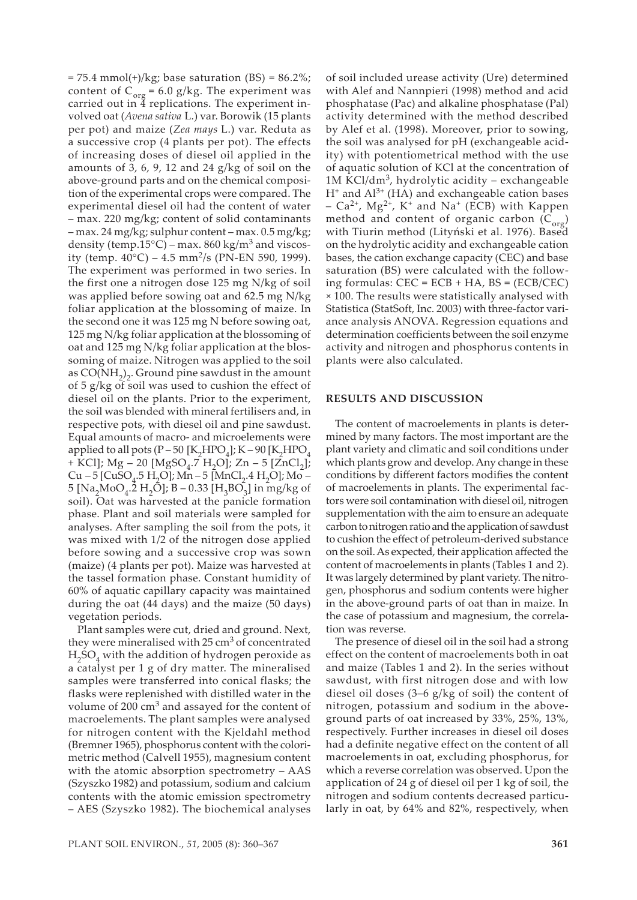= 75.4 mmol(+)/kg; base saturation (BS) = 86.2%; content of $C_{org}$ = 6.0 g/kg. The experiment was carried out in 4 replications. The experiment involved oat (*Avena sativa* L.) var. Borowik (15 plants per pot) and maize (*Zea mays* L.) var. Reduta as a successive crop (4 plants per pot). The effects of increasing doses of diesel oil applied in the amounts of 3, 6, 9, 12 and 24 g/kg of soil on the above-ground parts and on the chemical composition of the experimental crops were compared. The experimental diesel oil had the content of water – max. 220 mg/kg; content of solid contaminants – max. 24 mg/kg; sulphur content – max. 0.5 mg/kg; density (temp.15°C) – max. 860 kg/$m^3$ and viscosity (temp. 40°C) – 4.5 $mm^2$/s (PN-EN 590, 1999). The experiment was performed in two series. In the first one a nitrogen dose 125 mg N/kg of soil was applied before sowing oat and 62.5 mg N/kg foliar application at the blossoming of maize. In the second one it was 125 mg N before sowing oat, 125 mg N/kg foliar application at the blossoming of oat and 125 mg N/kg foliar application at the blossoming of maize. Nitrogen was applied to the soil as $CO(NH_2)_2$. Ground pine sawdust in the amount of 5 g/kg of soil was used to cushion the effect of diesel oil on the plants. Prior to the experiment, the soil was blended with mineral fertilisers and, in respective pots, with diesel oil and pine sawdust. Equal amounts of macro- and microelements were applied to all pots (P – 50 [$K_2HPO_4$]; K – 90 [$K_2HPO_4$ + KCl]; Mg – 20 [$MgSO_4 \cdot 7 H_2O$]; Zn – 5 [$ZnCl_2$]; Cu – 5 [$CuSO_4 \cdot 5 H_2O$]; Mn – 5 [$MnCl_2 \cdot 4 H_2O$]; Mo – 5 [$Na_2MoO_4 \cdot 2 H_2O$]; B – 0.33 [$H_3BO_3$] in mg/kg of soil). Oat was harvested at the panicle formation phase. Plant and soil materials were sampled for analyses. After sampling the soil from the pots, it was mixed with 1/2 of the nitrogen dose applied before sowing and a successive crop was sown (maize) (4 plants per pot). Maize was harvested at the tassel formation phase. Constant humidity of 60% of aquatic capillary capacity was maintained during the oat (44 days) and the maize (50 days) vegetation periods.

Plant samples were cut, dried and ground. Next, they were mineralised with 25 $cm^3$ of concentrated $H_2SO_4$ with the addition of hydrogen peroxide as a catalyst per 1 g of dry matter. The mineralised samples were transferred into conical flasks; the flasks were replenished with distilled water in the volume of 200 $cm^3$ and assayed for the content of macroelements. The plant samples were analysed for nitrogen content with the Kjeldahl method (Bremner 1965), phosphorus content with the colorimetric method (Calvell 1955), magnesium content with the atomic absorption spectrometry – AAS (Szyszko 1982) and potassium, sodium and calcium contents with the atomic emission spectrometry – AES (Szyszko 1982). The biochemical analyses of soil included urease activity (Ure) determined with Alef and Nannpieri (1998) method and acid phosphatase (Pac) and alkaline phosphatase (Pal) activity determined with the method described by Alef et al. (1998). Moreover, prior to sowing, the soil was analysed for pH (exchangeable acidity) with potentiometrical method with the use of aquatic solution of KCl at the concentration of 1M KCl/$dm^3$, hydrolytic acidity – exchangeable $H^+$ and $Al^{3+}$ (HA) and exchangeable cation bases – $Ca^{2+}$, $Mg^{2+}$, $K^+$ and $Na^+$ (ECB) with Kappen method and content of organic carbon ($C_{org}$) with Tiurin method (Lityński et al. 1976). Based on the hydrolytic acidity and exchangeable cation bases, the cation exchange capacity (CEC) and base saturation (BS) were calculated with the following formulas: $CEC = ECB + HA$, $BS = (ECB/CEC) \times 100$. The results were statistically analysed with Statistica (StatSoft, Inc. 2003) with three-factor variance analysis ANOVA. Regression equations and determination coefficients between the soil enzyme activity and nitrogen and phosphorus contents in plants were also calculated.

## RESULTS AND DISCUSSION

The content of macroelements in plants is determined by many factors. The most important are the plant variety and climatic and soil conditions under which plants grow and develop. Any change in these conditions by different factors modifies the content of macroelements in plants. The experimental factors were soil contamination with diesel oil, nitrogen supplementation with the aim to ensure an adequate carbon to nitrogen ratio and the application of sawdust to cushion the effect of petroleum-derived substance on the soil. As expected, their application affected the content of macroelements in plants (Tables 1 and 2). It was largely determined by plant variety. The nitrogen, phosphorus and sodium contents were higher in the above-ground parts of oat than in maize. In the case of potassium and magnesium, the correlation was reverse.

The presence of diesel oil in the soil had a strong effect on the content of macroelements both in oat and maize (Tables 1 and 2). In the series without sawdust, with first nitrogen dose and with low diesel oil doses (3–6 g/kg of soil) the content of nitrogen, potassium and sodium in the above-ground parts of oat increased by 33%, 25%, 13%, respectively. Further increases in diesel oil doses had a definite negative effect on the content of all macroelements in oat, excluding phosphorus, for which a reverse correlation was observed. Upon the application of 24 g of diesel oil per 1 kg of soil, the nitrogen and sodium contents decreased particularly in oat, by 64% and 82%, respectively, when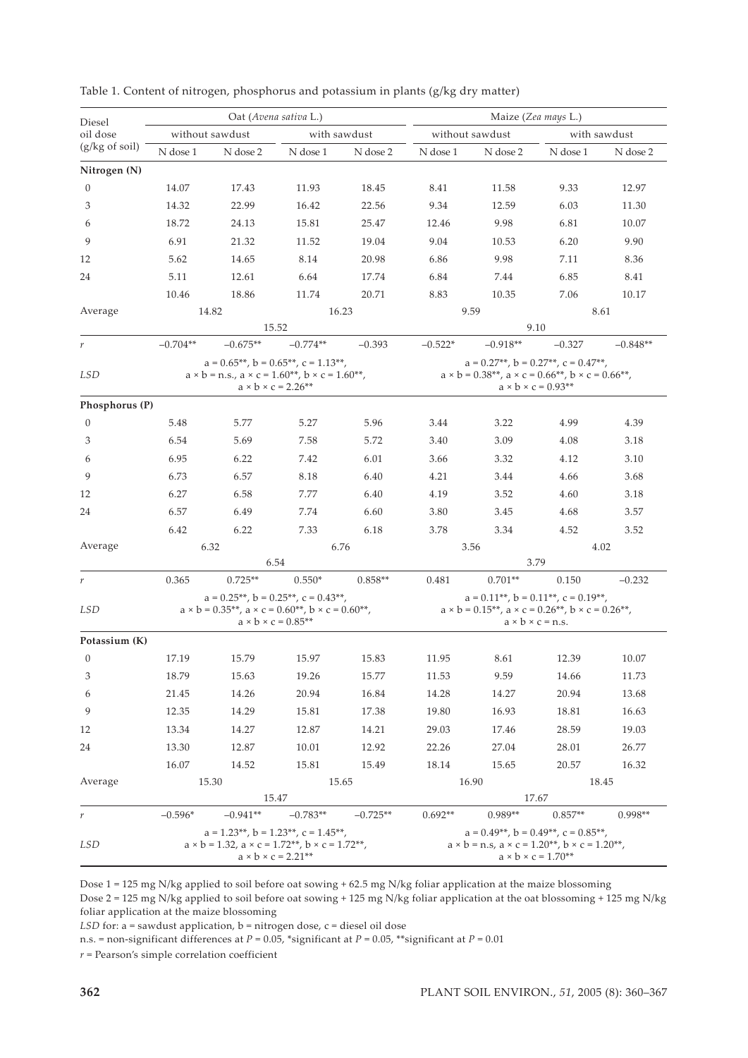Table 1. Content of nitrogen, phosphorus and potassium in plants (g/kg dry matter)

| Diesel oil dose (g/kg of soil) | Oat (*Avena sativa* L.) | | | | Maize (*Zea mays* L.) | | | |
|---|---|---|---|---|---|---|---|---|
| | without sawdust | | with sawdust | | without sawdust | | with sawdust | |
| | N dose 1 | N dose 2 | N dose 1 | N dose 2 | N dose 1 | N dose 2 | N dose 1 | N dose 2 |
| **Nitrogen (N)** | | | | | | | | |
| 0 | 14.07 | 17.43 | 11.93 | 18.45 | 8.41 | 11.58 | 9.33 | 12.97 |
| 3 | 14.32 | 22.99 | 16.42 | 22.56 | 9.34 | 12.59 | 6.03 | 11.30 |
| 6 | 18.72 | 24.13 | 15.81 | 25.47 | 12.46 | 9.98 | 6.81 | 10.07 |
| 9 | 6.91 | 21.32 | 11.52 | 19.04 | 9.04 | 10.53 | 6.20 | 9.90 |
| 12 | 5.62 | 14.65 | 8.14 | 20.98 | 6.86 | 9.98 | 7.11 | 8.36 |
| 24 | 5.11 | 12.61 | 6.64 | 17.74 | 6.84 | 7.44 | 6.85 | 8.41 |
| Average | 10.46 | 18.86 | 11.74 | 20.71 | 8.83 | 10.35 | 7.06 | 10.17 |
| | 14.82 | | 16.23 | | 9.59 | | 8.61 | |
| | 15.52 | | | | 9.10 | | | |
| *r* | –0.704** | –0.675** | –0.774** | –0.393 | –0.522* | –0.918** | –0.327 | –0.848** |
| *LSD* | a = 0.65**, b = 0.65**, c = 1.13**, a × b = n.s., a × c = 1.60**, b × c = 1.60**, a × b × c = 2.26** | | | | a = 0.27**, b = 0.27**, c = 0.47**, a × b = 0.38**, a × c = 0.66**, b × c = 0.66**, a × b × c = 0.93** | | | |
| **Phosphorus (P)** | | | | | | | | |
| 0 | 5.48 | 5.77 | 5.27 | 5.96 | 3.44 | 3.22 | 4.99 | 4.39 |
| 3 | 6.54 | 5.69 | 7.58 | 5.72 | 3.40 | 3.09 | 4.08 | 3.18 |
| 6 | 6.95 | 6.22 | 7.42 | 6.01 | 3.66 | 3.32 | 4.12 | 3.10 |
| 9 | 6.73 | 6.57 | 8.18 | 6.40 | 4.21 | 3.44 | 4.66 | 3.68 |
| 12 | 6.27 | 6.58 | 7.77 | 6.40 | 4.19 | 3.52 | 4.60 | 3.18 |
| 24 | 6.57 | 6.49 | 7.74 | 6.60 | 3.80 | 3.45 | 4.68 | 3.57 |
| Average | 6.42 | 6.22 | 7.33 | 6.18 | 3.78 | 3.34 | 4.52 | 3.52 |
| | 6.32 | | 6.76 | | 3.56 | | 4.02 | |
| | 6.54 | | | | 3.79 | | | |
| *r* | 0.365 | 0.725** | 0.550* | 0.858** | 0.481 | 0.701** | 0.150 | –0.232 |
| *LSD* | a = 0.25**, b = 0.25**, c = 0.43**, a × b = 0.35**, a × c = 0.60**, b × c = 0.60**, a × b × c = 0.85** | | | | a = 0.11**, b = 0.11**, c = 0.19**, a × b = 0.15**, a × c = 0.26**, b × c = 0.26**, a × b × c = n.s. | | | |
| **Potassium (K)** | | | | | | | | |
| 0 | 17.19 | 15.79 | 15.97 | 15.83 | 11.95 | 8.61 | 12.39 | 10.07 |
| 3 | 18.79 | 15.63 | 19.26 | 15.77 | 11.53 | 9.59 | 14.66 | 11.73 |
| 6 | 21.45 | 14.26 | 20.94 | 16.84 | 14.28 | 14.27 | 20.94 | 13.68 |
| 9 | 12.35 | 14.29 | 15.81 | 17.38 | 19.80 | 16.93 | 18.81 | 16.63 |
| 12 | 13.34 | 14.27 | 12.87 | 14.21 | 29.03 | 17.46 | 28.59 | 19.03 |
| 24 | 13.30 | 12.87 | 10.01 | 12.92 | 22.26 | 27.04 | 28.01 | 26.77 |
| Average | 16.07 | 14.52 | 15.81 | 15.49 | 18.14 | 15.65 | 20.57 | 16.32 |
| | 15.30 | | 15.65 | | 16.90 | | 18.45 | |
| | 15.47 | | | | 17.67 | | | |
| *r* | –0.596* | –0.941** | –0.783** | –0.725** | 0.692** | 0.989** | 0.857** | 0.998** |
| *LSD* | a = 1.23**, b = 1.23**, c = 1.45**, a × b = 1.32, a × c = 1.72**, b × c = 1.72**, a × b × c = 2.21** | | | | a = 0.49**, b = 0.49**, c = 0.85**, a × b = n.s, a × c = 1.20**, b × c = 1.20**, a × b × c = 1.70** | | | |

Dose 1 = 125 mg N/kg applied to soil before oat sowing + 62.5 mg N/kg foliar application at the maize blossoming

Dose 2 = 125 mg N/kg applied to soil before oat sowing + 125 mg N/kg foliar application at the oat blossoming + 125 mg N/kg foliar application at the maize blossoming

*LSD* for: a = sawdust application, b = nitrogen dose, c = diesel oil dose

n.s. = non-significant differences at $P = 0.05$, *significant at $P = 0.05$, **significant at $P = 0.01$

*r* = Pearson's simple correlation coefficient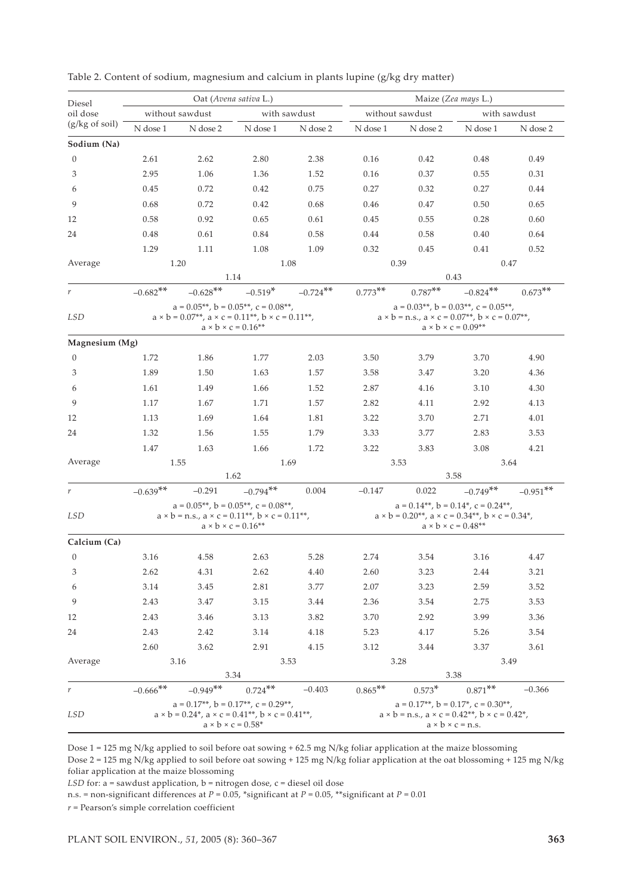Table 2. Content of sodium, magnesium and calcium in plants lupine (g/kg dry matter)

| Diesel oil dose (g/kg of soil) | Oat (*Avena sativa* L.) | | | | Maize (*Zea mays* L.) | | | |
|---|---|---|---|---|---|---|---|---|
| | without sawdust | | with sawdust | | without sawdust | | with sawdust | |
| | N dose 1 | N dose 2 | N dose 1 | N dose 2 | N dose 1 | N dose 2 | N dose 1 | N dose 2 |
| **Sodium (Na)** | | | | | | | | |
| 0 | 2.61 | 2.62 | 2.80 | 2.38 | 0.16 | 0.42 | 0.48 | 0.49 |
| 3 | 2.95 | 1.06 | 1.36 | 1.52 | 0.16 | 0.37 | 0.55 | 0.31 |
| 6 | 0.45 | 0.72 | 0.42 | 0.75 | 0.27 | 0.32 | 0.27 | 0.44 |
| 9 | 0.68 | 0.72 | 0.42 | 0.68 | 0.46 | 0.47 | 0.50 | 0.65 |
| 12 | 0.58 | 0.92 | 0.65 | 0.61 | 0.45 | 0.55 | 0.28 | 0.60 |
| 24 | 0.48 | 0.61 | 0.84 | 0.58 | 0.44 | 0.58 | 0.40 | 0.64 |
| Average | 1.29 | 1.11 | 1.08 | 1.09 | 0.32 | 0.45 | 0.41 | 0.52 |
| | 1.20 | | 1.08 | | 0.39 | | 0.47 | |
| | 1.14 | | | | 0.43 | | | |
| *r* | −0.682** | −0.628** | −0.519* | −0.724** | 0.773** | 0.787** | −0.824** | 0.673** |
| *LSD* | a = 0.05**, b = 0.05**, c = 0.08**, a × b = 0.07**, a × c = 0.11**, b × c = 0.11**, a × b × c = 0.16** | | | | a = 0.03**, b = 0.03**, c = 0.05**, a × b = n.s., a × c = 0.07**, b × c = 0.07**, a × b × c = 0.09** | | | |
| **Magnesium (Mg)** | | | | | | | | |
| 0 | 1.72 | 1.86 | 1.77 | 2.03 | 3.50 | 3.79 | 3.70 | 4.90 |
| 3 | 1.89 | 1.50 | 1.63 | 1.57 | 3.58 | 3.47 | 3.20 | 4.36 |
| 6 | 1.61 | 1.49 | 1.66 | 1.52 | 2.87 | 4.16 | 3.10 | 4.30 |
| 9 | 1.17 | 1.67 | 1.71 | 1.57 | 2.82 | 4.11 | 2.92 | 4.13 |
| 12 | 1.13 | 1.69 | 1.64 | 1.81 | 3.22 | 3.70 | 2.71 | 4.01 |
| 24 | 1.32 | 1.56 | 1.55 | 1.79 | 3.33 | 3.77 | 2.83 | 3.53 |
| Average | 1.47 | 1.63 | 1.66 | 1.72 | 3.22 | 3.83 | 3.08 | 4.21 |
| | 1.55 | | 1.69 | | 3.53 | | 3.64 | |
| | 1.62 | | | | 3.58 | | | |
| *r* | −0.639** | −0.291 | −0.794** | 0.004 | −0.147 | 0.022 | −0.749** | −0.951** |
| *LSD* | a = 0.05**, b = 0.05**, c = 0.08**, a × b = n.s., a × c = 0.11**, b × c = 0.11**, a × b × c = 0.16** | | | | a = 0.14**, b = 0.14*, c = 0.24**, a × b = 0.20**, a × c = 0.34**, b × c = 0.34*, a × b × c = 0.48** | | | |
| **Calcium (Ca)** | | | | | | | | |
| 0 | 3.16 | 4.58 | 2.63 | 5.28 | 2.74 | 3.54 | 3.16 | 4.47 |
| 3 | 2.62 | 4.31 | 2.62 | 4.40 | 2.60 | 3.23 | 2.44 | 3.21 |
| 6 | 3.14 | 3.45 | 2.81 | 3.77 | 2.07 | 3.23 | 2.59 | 3.52 |
| 9 | 2.43 | 3.47 | 3.15 | 3.44 | 2.36 | 3.54 | 2.75 | 3.53 |
| 12 | 2.43 | 3.46 | 3.13 | 3.82 | 3.70 | 2.92 | 3.99 | 3.36 |
| 24 | 2.43 | 2.42 | 3.14 | 4.18 | 5.23 | 4.17 | 5.26 | 3.54 |
| Average | 2.60 | 3.62 | 2.91 | 4.15 | 3.12 | 3.44 | 3.37 | 3.61 |
| | 3.16 | | 3.53 | | 3.28 | | 3.49 | |
| | 3.34 | | | | 3.38 | | | |
| *r* | −0.666** | −0.949** | 0.724** | −0.403 | 0.865** | 0.573* | 0.871** | −0.366 |
| *LSD* | a = 0.17**, b = 0.17**, c = 0.29**, a × b = 0.24*, a × c = 0.41**, b × c = 0.41**, a × b × c = 0.58* | | | | a = 0.17**, b = 0.17*, c = 0.30**, a × b = n.s., a × c = 0.42**, b × c = 0.42*, a × b × c = n.s. | | | |

Dose 1 = 125 mg N/kg applied to soil before oat sowing + 62.5 mg N/kg foliar application at the maize blossoming

Dose 2 = 125 mg N/kg applied to soil before oat sowing + 125 mg N/kg foliar application at the oat blossoming + 125 mg N/kg foliar application at the maize blossoming

*LSD* for: a = sawdust application, b = nitrogen dose, c = diesel oil dose

n.s. = non-significant differences at $P = 0.05$, *significant at $P = 0.05$, **significant at $P = 0.01$

*r* = Pearson's simple correlation coefficient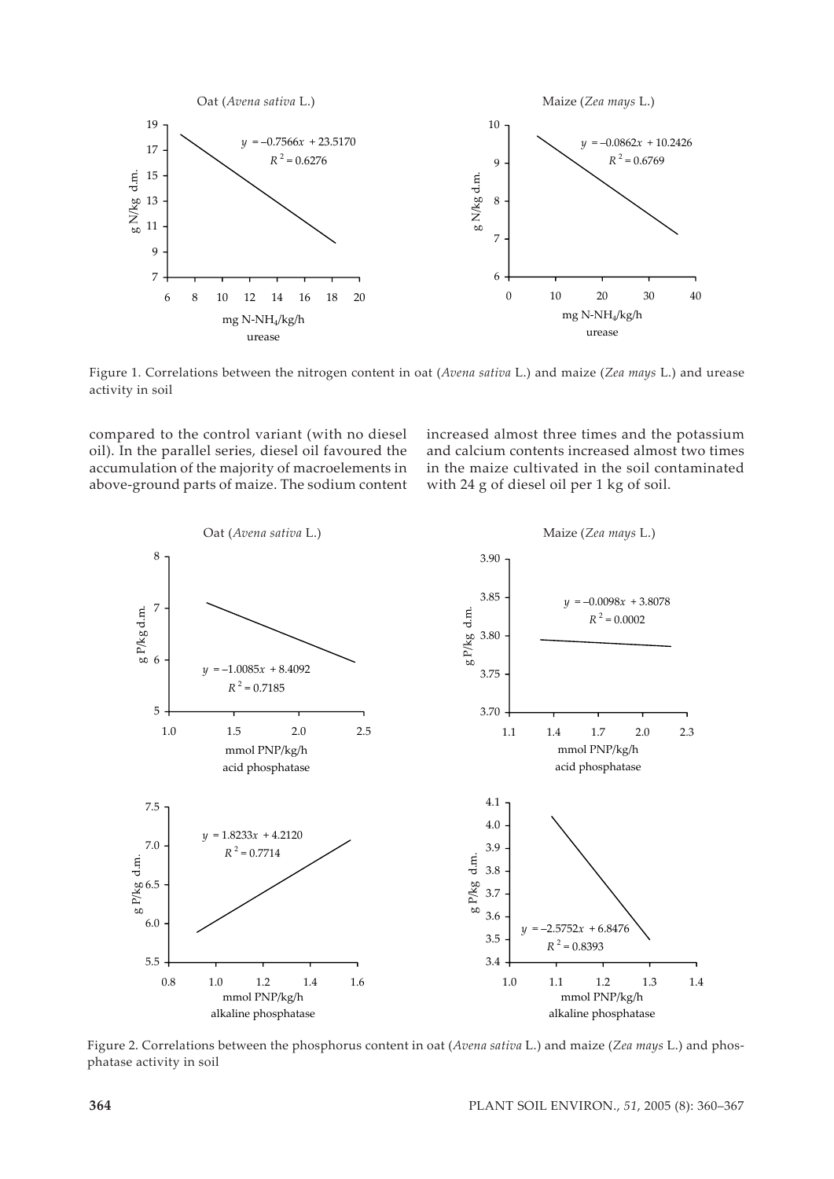Figure 1. Correlations between the nitrogen content in oat (*Avena sativa* L.) and maize (*Zea mays* L.) and urease activity in soil

compared to the control variant (with no diesel oil). In the parallel series, diesel oil favoured the accumulation of the majority of macroelements in above-ground parts of maize. The sodium content increased almost three times and the potassium and calcium contents increased almost two times in the maize cultivated in the soil contaminated with 24 g of diesel oil per 1 kg of soil.

Figure 2. Correlations between the phosphorus content in oat (*Avena sativa* L.) and maize (*Zea mays* L.) and phosphatase activity in soil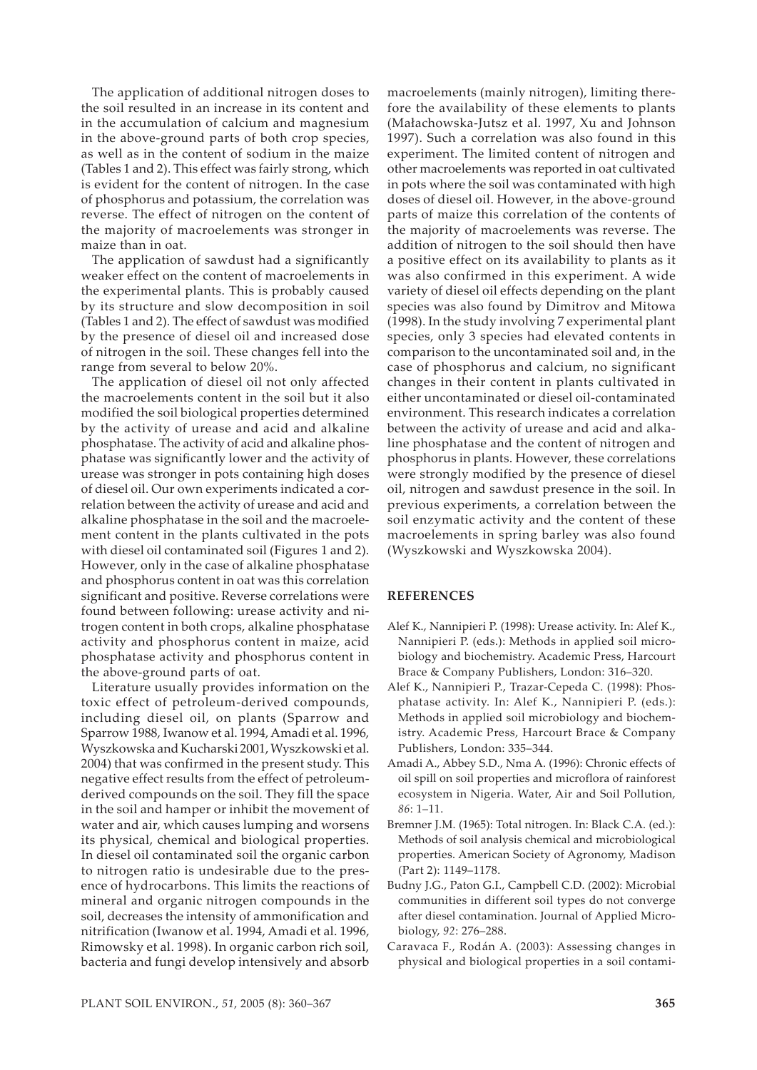The application of additional nitrogen doses to the soil resulted in an increase in its content and in the accumulation of calcium and magnesium in the above-ground parts of both crop species, as well as in the content of sodium in the maize (Tables 1 and 2). This effect was fairly strong, which is evident for the content of nitrogen. In the case of phosphorus and potassium, the correlation was reverse. The effect of nitrogen on the content of the majority of macroelements was stronger in maize than in oat.

The application of sawdust had a significantly weaker effect on the content of macroelements in the experimental plants. This is probably caused by its structure and slow decomposition in soil (Tables 1 and 2). The effect of sawdust was modified by the presence of diesel oil and increased dose of nitrogen in the soil. These changes fell into the range from several to below 20%.

The application of diesel oil not only affected the macroelements content in the soil but it also modified the soil biological properties determined by the activity of urease and acid and alkaline phosphatase. The activity of acid and alkaline phosphatase was significantly lower and the activity of urease was stronger in pots containing high doses of diesel oil. Our own experiments indicated a correlation between the activity of urease and acid and alkaline phosphatase in the soil and the macroelement content in the plants cultivated in the pots with diesel oil contaminated soil (Figures 1 and 2). However, only in the case of alkaline phosphatase and phosphorus content in oat was this correlation significant and positive. Reverse correlations were found between following: urease activity and nitrogen content in both crops, alkaline phosphatase activity and phosphorus content in maize, acid phosphatase activity and phosphorus content in the above-ground parts of oat.

Literature usually provides information on the toxic effect of petroleum-derived compounds, including diesel oil, on plants (Sparrow and Sparrow 1988, Iwanow et al. 1994, Amadi et al. 1996, Wyszkowska and Kucharski 2001, Wyszkowski et al. 2004) that was confirmed in the present study. This negative effect results from the effect of petroleum-derived compounds on the soil. They fill the space in the soil and hamper or inhibit the movement of water and air, which causes lumping and worsens its physical, chemical and biological properties. In diesel oil contaminated soil the organic carbon to nitrogen ratio is undesirable due to the presence of hydrocarbons. This limits the reactions of mineral and organic nitrogen compounds in the soil, decreases the intensity of ammonification and nitrification (Iwanow et al. 1994, Amadi et al. 1996, Rimowsky et al. 1998). In organic carbon rich soil, bacteria and fungi develop intensively and absorb macroelements (mainly nitrogen), limiting therefore the availability of these elements to plants (Małachowska-Jutsz et al. 1997, Xu and Johnson 1997). Such a correlation was also found in this experiment. The limited content of nitrogen and other macroelements was reported in oat cultivated in pots where the soil was contaminated with high doses of diesel oil. However, in the above-ground parts of maize this correlation of the contents of the majority of macroelements was reverse. The addition of nitrogen to the soil should then have a positive effect on its availability to plants as it was also confirmed in this experiment. A wide variety of diesel oil effects depending on the plant species was also found by Dimitrov and Mitowa (1998). In the study involving 7 experimental plant species, only 3 species had elevated contents in comparison to the uncontaminated soil and, in the case of phosphorus and calcium, no significant changes in their content in plants cultivated in either uncontaminated or diesel oil-contaminated environment. This research indicates a correlation between the activity of urease and acid and alkaline phosphatase and the content of nitrogen and phosphorus in plants. However, these correlations were strongly modified by the presence of diesel oil, nitrogen and sawdust presence in the soil. In previous experiments, a correlation between the soil enzymatic activity and the content of these macroelements in spring barley was also found (Wyszkowski and Wyszkowska 2004).

## REFERENCES

Alef K., Nannipieri P. (1998): Urease activity. In: Alef K., Nannipieri P. (eds.): Methods in applied soil microbiology and biochemistry. Academic Press, Harcourt Brace & Company Publishers, London: 316–320.

Alef K., Nannipieri P., Trazar-Cepeda C. (1998): Phosphatase activity. In: Alef K., Nannipieri P. (eds.): Methods in applied soil microbiology and biochemistry. Academic Press, Harcourt Brace & Company Publishers, London: 335–344.

Amadi A., Abbey S.D., Nma A. (1996): Chronic effects of oil spill on soil properties and microflora of rainforest ecosystem in Nigeria. Water, Air and Soil Pollution, *86*: 1–11.

Bremner J.M. (1965): Total nitrogen. In: Black C.A. (ed.): Methods of soil analysis chemical and microbiological properties. American Society of Agronomy, Madison (Part 2): 1149–1178.

Budny J.G., Paton G.I., Campbell C.D. (2002): Microbial communities in different soil types do not converge after diesel contamination. Journal of Applied Microbiology, *92*: 276–288.

Caravaca F., Rodán A. (2003): Assessing changes in physical and biological properties in a soil contami-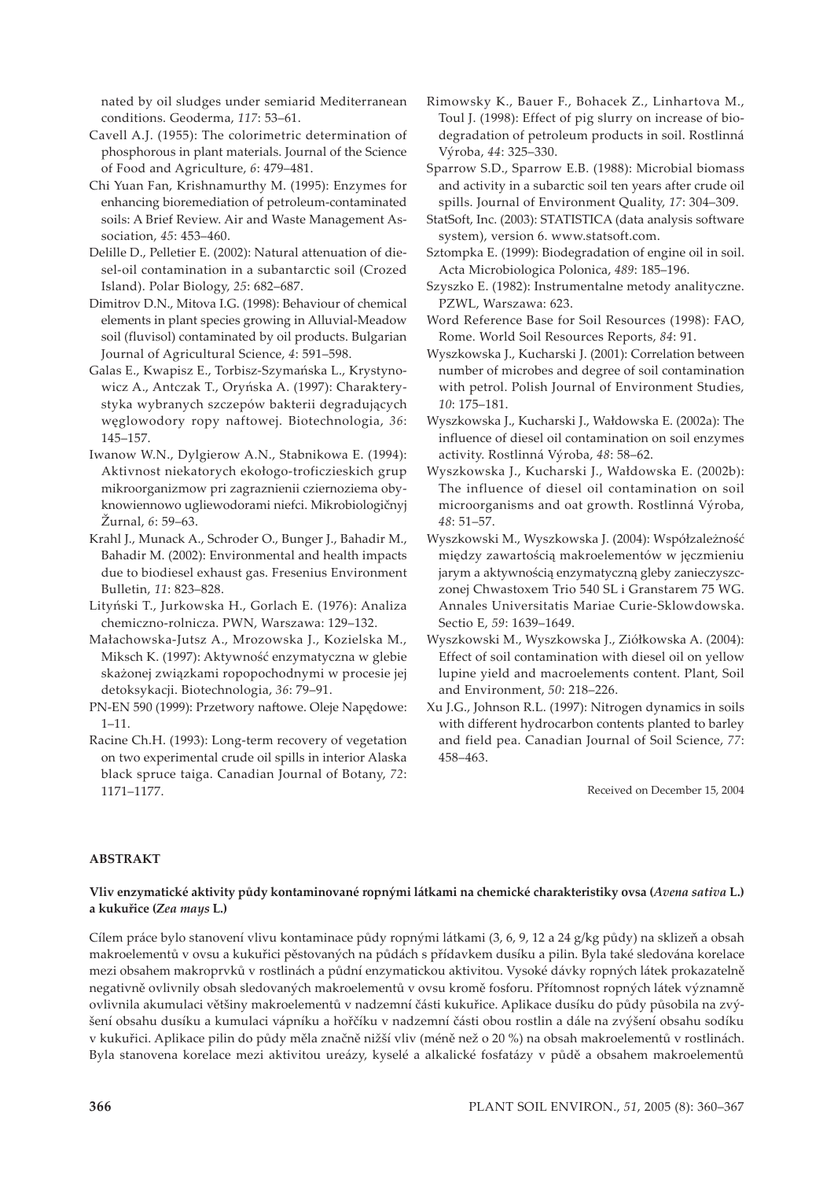nated by oil sludges under semiarid Mediterranean conditions. Geoderma, *117*: 53–61.

Cavell A.J. (1955): The colorimetric determination of phosphorous in plant materials. Journal of the Science of Food and Agriculture, *6*: 479–481.

Chi Yuan Fan, Krishnamurthy M. (1995): Enzymes for enhancing bioremediation of petroleum-contaminated soils: A Brief Review. Air and Waste Management Association, *45*: 453–460.

Delille D., Pelletier E. (2002): Natural attenuation of diesel-oil contamination in a subantarctic soil (Crozed Island). Polar Biology, *25*: 682–687.

Dimitrov D.N., Mitova I.G. (1998): Behaviour of chemical elements in plant species growing in Alluvial-Meadow soil (fluvisol) contaminated by oil products. Bulgarian Journal of Agricultural Science, *4*: 591–598.

Galas E., Kwapisz E., Torbisz-Szymańska L., Krystynowicz A., Antczak T., Oryńska A. (1997): Charakterystyka wybranych szczepów bakterii degradujących węglowodory ropy naftowej. Biotechnologia, *36*: 145–157.

Iwanow W.N., Dylgierow A.N., Stabnikowa E. (1994): Aktivnost niekatorych ekołogo-troficzieskich grup mikroorganizmow pri zagraznienii cziernoziema obyknowiennowo ugliewodorami niefci. Mikrobiologičnyj Žurnal, *6*: 59–63.

Krahl J., Munack A., Schroder O., Bunger J., Bahadir M., Bahadir M. (2002): Environmental and health impacts due to biodiesel exhaust gas. Fresenius Environment Bulletin, *11*: 823–828.

Lityński T., Jurkowska H., Gorlach E. (1976): Analiza chemiczno-rolnicza. PWN, Warszawa: 129–132.

Małachowska-Jutsz A., Mrozowska J., Kozielska M., Miksch K. (1997): Aktywność enzymatyczna w glebie skażonej związkami ropopochodnymi w procesie jej detoksykacji. Biotechnologia, *36*: 79–91.

PN-EN 590 (1999): Przetwory naftowe. Oleje Napędowe: 1–11.

Racine Ch.H. (1993): Long-term recovery of vegetation on two experimental crude oil spills in interior Alaska black spruce taiga. Canadian Journal of Botany, *72*: 1171–1177.

Rimowsky K., Bauer F., Bohacek Z., Linhartova M., Toul J. (1998): Effect of pig slurry on increase of biodegradation of petroleum products in soil. Rostlinná Výroba, *44*: 325–330.

Sparrow S.D., Sparrow E.B. (1988): Microbial biomass and activity in a subarctic soil ten years after crude oil spills. Journal of Environment Quality, *17*: 304–309.

StatSoft, Inc. (2003): STATISTICA (data analysis software system), version 6. www.statsoft.com.

Sztompka E. (1999): Biodegradation of engine oil in soil. Acta Microbiologica Polonica, *489*: 185–196.

Szyszko E. (1982): Instrumentalne metody analityczne. PZWL, Warszawa: 623.

Word Reference Base for Soil Resources (1998): FAO, Rome. World Soil Resources Reports, *84*: 91.

Wyszkowska J., Kucharski J. (2001): Correlation between number of microbes and degree of soil contamination with petrol. Polish Journal of Environment Studies, *10*: 175–181.

Wyszkowska J., Kucharski J., Wałdowska E. (2002a): The influence of diesel oil contamination on soil enzymes activity. Rostlinná Výroba, *48*: 58–62.

Wyszkowska J., Kucharski J., Wałdowska E. (2002b): The influence of diesel oil contamination on soil microorganisms and oat growth. Rostlinná Výroba, *48*: 51–57.

Wyszkowski M., Wyszkowska J. (2004): Współzależność między zawartością makroelementów w jęczmieniu jarym a aktywnością enzymatyczną gleby zanieczyszczonej Chwastoxem Trio 540 SL i Granstarem 75 WG. Annales Universitatis Mariae Curie-Sklowdowska. Sectio E, *59*: 1639–1649.

Wyszkowski M., Wyszkowska J., Ziółkowska A. (2004): Effect of soil contamination with diesel oil on yellow lupine yield and macroelements content. Plant, Soil and Environment, *50*: 218–226.

Xu J.G., Johnson R.L. (1997): Nitrogen dynamics in soils with different hydrocarbon contents planted to barley and field pea. Canadian Journal of Soil Science, *77*: 458–463.

Received on December 15, 2004

## ABSTRAKT

### Vliv enzymatické aktivity půdy kontaminované ropnými látkami na chemické charakteristiky ovsa (*Avena sativa* L.) a kukuřice (*Zea mays* L.)

Cílem práce bylo stanovení vlivu kontaminace půdy ropnými látkami (3, 6, 9, 12 a 24 g/kg půdy) na sklizeň a obsah makroelementů v ovsu a kukuřici pěstovaných na půdách s přídavkem dusíku a pilin. Byla také sledována korelace mezi obsahem makroprvků v rostlinách a půdní enzymatickou aktivitou. Vysoké dávky ropných látek prokazatelně negativně ovlivnily obsah sledovaných makroelementů v ovsu kromě fosforu. Přítomnost ropných látek významně ovlivnila akumulaci většiny makroelementů v nadzemní části kukuřice. Aplikace dusíku do půdy působila na zvýšení obsahu dusíku a kumulaci vápníku a hořčíku v nadzemní části obou rostlin a dále na zvýšení obsahu sodíku v kukuřici. Aplikace pilin do půdy měla značně nižší vliv (méně než o 20 %) na obsah makroelementů v rostlinách. Byla stanovena korelace mezi aktivitou ureázy, kyselé a alkalické fosfatázy v půdě a obsahem makroelementů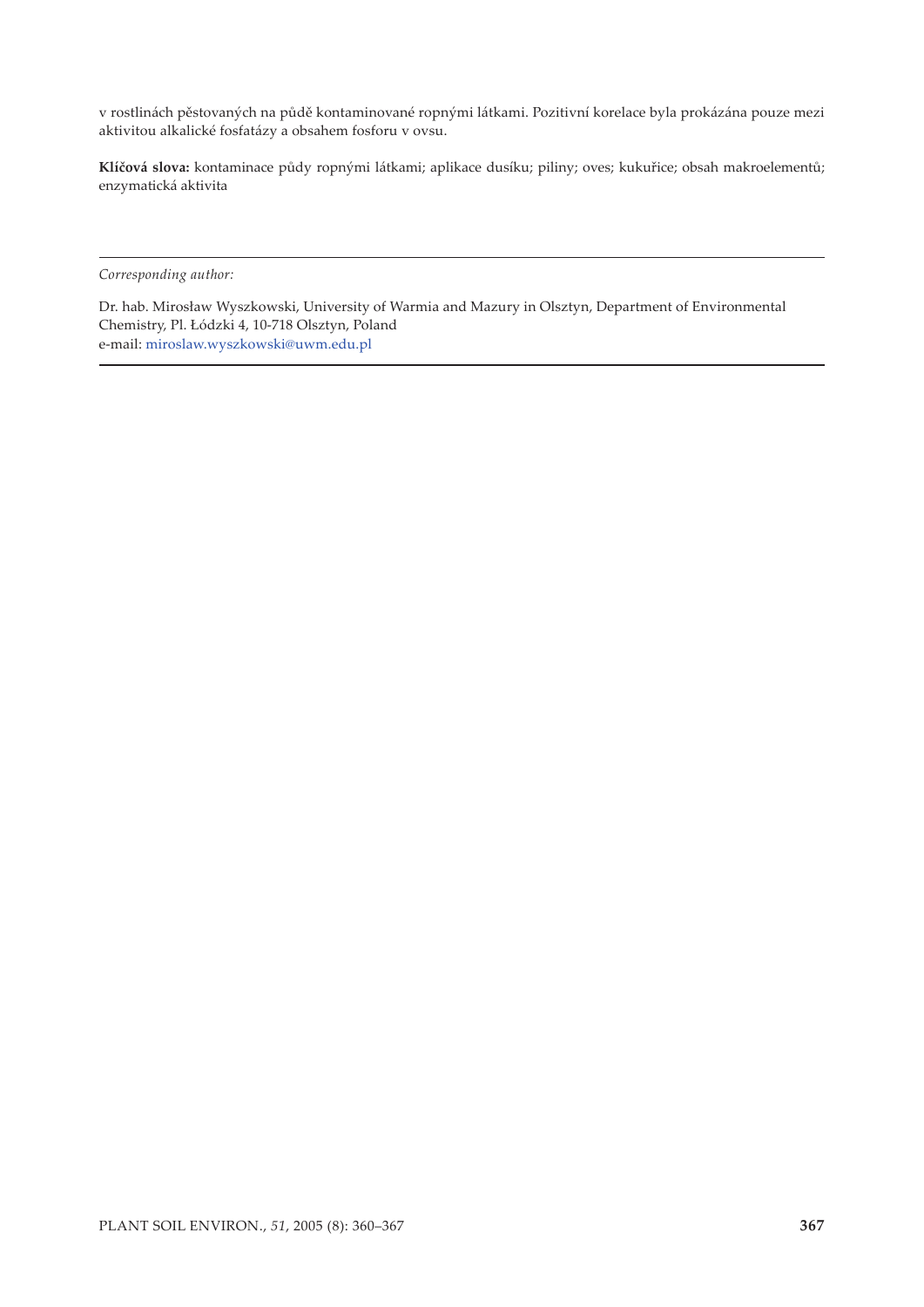v rostlinách pěstovaných na půdě kontaminované ropnými látkami. Pozitivní korelace byla prokázána pouze mezi aktivitou alkalické fosfatázy a obsahem fosforu v ovsu.

**Klíčová slova:** kontaminace půdy ropnými látkami; aplikace dusíku; piliny; oves; kukuřice; obsah makroelementů; enzymatická aktivita

---

*Corresponding author:*

Dr. hab. Mirosław Wyszkowski, University of Warmia and Mazury in Olsztyn, Department of Environmental Chemistry, Pl. Łódzki 4, 10-718 Olsztyn, Poland
e-mail: miroslaw.wyszkowski@uwm.edu.pl